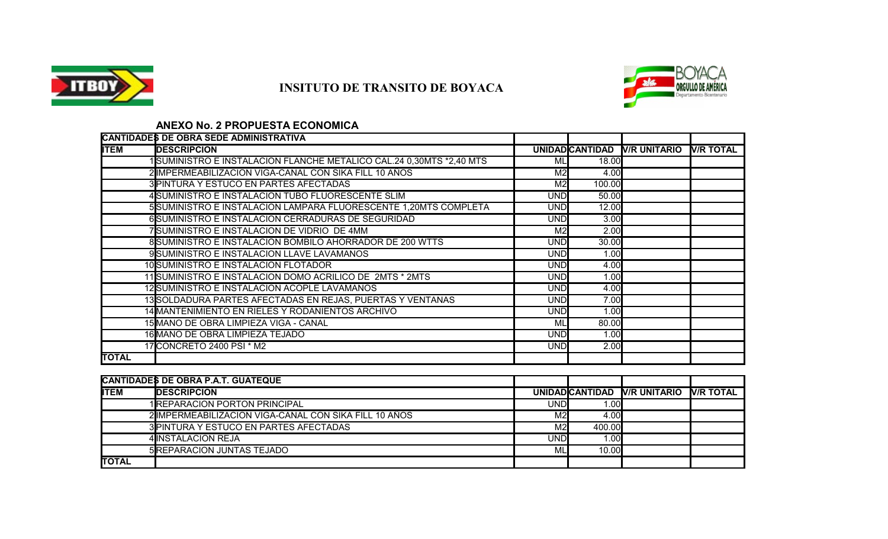# INSITUTO DE TRANSITO DE BOYACA

## ANEXO No. 2 PROPUESTA ECONOMICA

| CANTIDADES DE OBRA SEDE ADMINISTRATIVA | | | | | |
|---|---|---|---|---|---|
| **ITEM** | **DESCRIPCION** | **UNIDAD** | **CANTIDAD** | **V/R UNITARIO** | **V/R TOTAL** |
| 1 | SUMINISTRO E INSTALACION FLANCHE METALICO CAL.24 0,30MTS *2,40 MTS | ML | 18.00 | | |
| 2 | IMPERMEABILIZACION VIGA-CANAL CON SIKA FILL 10 AÑOS | M2 | 4.00 | | |
| 3 | PINTURA Y ESTUCO EN PARTES AFECTADAS | M2 | 100.00 | | |
| 4 | SUMINISTRO E INSTALACION TUBO FLUORESCENTE SLIM | UND | 50.00 | | |
| 5 | SUMINISTRO E INSTALACION LAMPARA FLUORESCENTE 1,20MTS COMPLETA | UND | 12.00 | | |
| 6 | SUMINISTRO E INSTALACION CERRADURAS DE SEGURIDAD | UND | 3.00 | | |
| 7 | SUMINISTRO E INSTALACION DE VIDRIO DE 4MM | M2 | 2.00 | | |
| 8 | SUMINISTRO E INSTALACION BOMBILO AHORRADOR DE 200 WTTS | UND | 30.00 | | |
| 9 | SUMINISTRO E INSTALACION LLAVE LAVAMANOS | UND | 1.00 | | |
| 10 | SUMINISTRO E INSTALACION FLOTADOR | UND | 4.00 | | |
| 11 | SUMINISTRO E INSTALACION DOMO ACRILICO DE 2MTS * 2MTS | UND | 1.00 | | |
| 12 | SUMINISTRO E INSTALACION ACOPLE LAVAMANOS | UND | 4.00 | | |
| 13 | SOLDADURA PARTES AFECTADAS EN REJAS, PUERTAS Y VENTANAS | UND | 7.00 | | |
| 14 | MANTENIMIENTO EN RIELES Y RODANIENTOS ARCHIVO | UND | 1.00 | | |
| 15 | MANO DE OBRA LIMPIEZA VIGA - CANAL | ML | 80.00 | | |
| 16 | MANO DE OBRA LIMPIEZA TEJADO | UND | 1.00 | | |
| 17 | CONCRETO 2400 PSI * M2 | UND | 2.00 | | |
| **TOTAL** | | | | | |

| CANTIDADES DE OBRA P.A.T. GUATEQUE | | | | | |
|---|---|---|---|---|---|
| **ITEM** | **DESCRIPCION** | **UNIDAD** | **CANTIDAD** | **V/R UNITARIO** | **V/R TOTAL** |
| 1 | REPARACION PORTON PRINCIPAL | UND | 1.00 | | |
| 2 | IMPERMEABILIZACION VIGA-CANAL CON SIKA FILL 10 AÑOS | M2 | 4.00 | | |
| 3 | PINTURA Y ESTUCO EN PARTES AFECTADAS | M2 | 400.00 | | |
| 4 | INSTALACION REJA | UND | 1.00 | | |
| 5 | REPARACION JUNTAS TEJADO | ML | 10.00 | | |
| **TOTAL** | | | | | |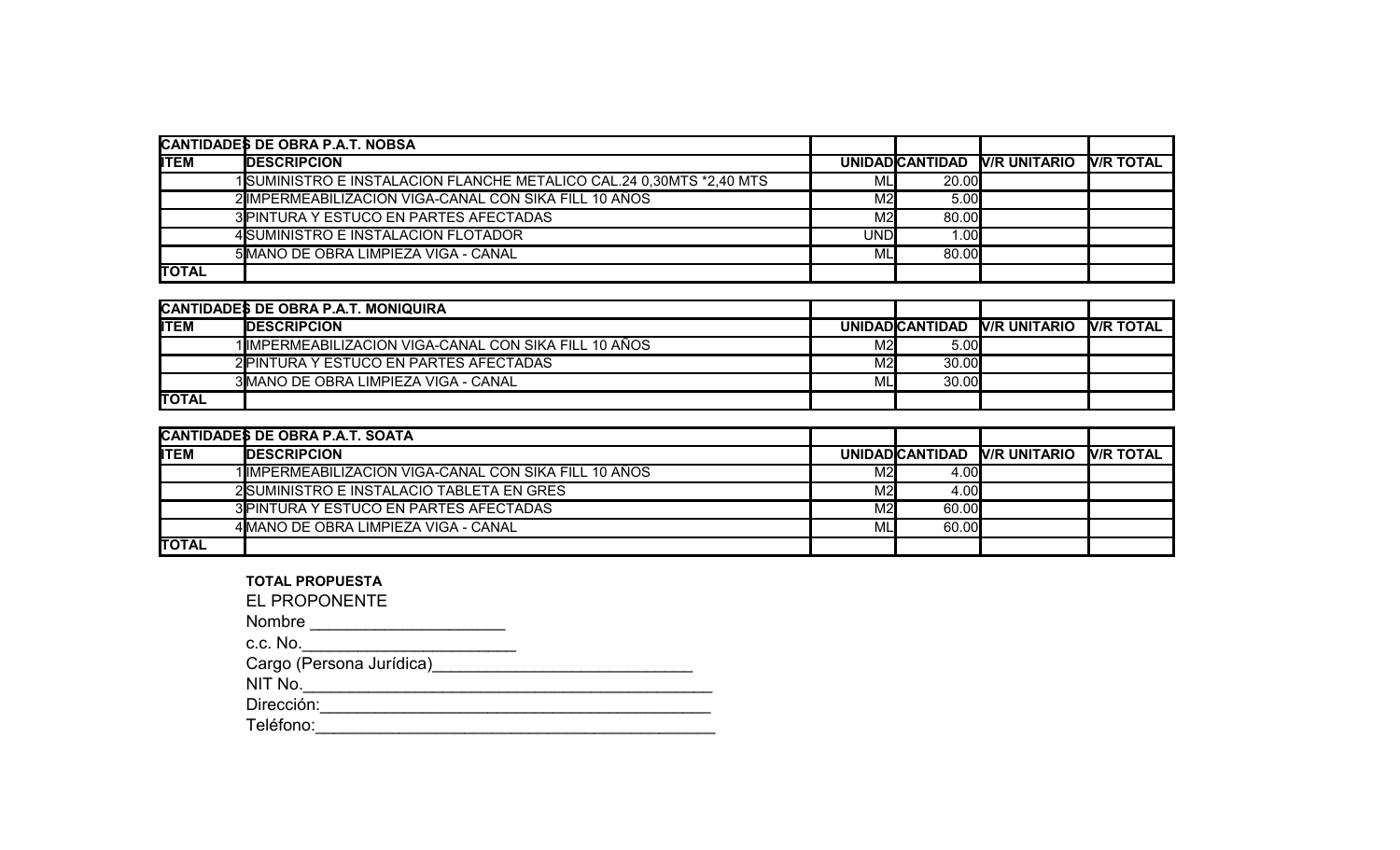| CANTIDADES DE OBRA P.A.T. NOBSA | | | | | |
|---|---|---|---|---|---|
| **ITEM** | **DESCRIPCION** | **UNIDAD** | **CANTIDAD** | **V/R UNITARIO** | **V/R TOTAL** |
| 1 | SUMINISTRO E INSTALACION FLANCHE METALICO CAL.24 0,30MTS *2,40 MTS | ML | 20.00 | | |
| 2 | IMPERMEABILIZACION VIGA-CANAL CON SIKA FILL 10 AÑOS | M2 | 5.00 | | |
| 3 | PINTURA Y ESTUCO EN PARTES AFECTADAS | M2 | 80.00 | | |
| 4 | SUMINISTRO E INSTALACION FLOTADOR | UND | 1.00 | | |
| 5 | MANO DE OBRA LIMPIEZA VIGA - CANAL | ML | 80.00 | | |
| **TOTAL** | | | | | |

| CANTIDADES DE OBRA P.A.T. MONIQUIRA | | | | | |
|---|---|---|---|---|---|
| **ITEM** | **DESCRIPCION** | **UNIDAD** | **CANTIDAD** | **V/R UNITARIO** | **V/R TOTAL** |
| 1 | IMPERMEABILIZACION VIGA-CANAL CON SIKA FILL 10 AÑOS | M2 | 5.00 | | |
| 2 | PINTURA Y ESTUCO EN PARTES AFECTADAS | M2 | 30.00 | | |
| 3 | MANO DE OBRA LIMPIEZA VIGA - CANAL | ML | 30.00 | | |
| **TOTAL** | | | | | |

| CANTIDADES DE OBRA P.A.T. SOATA | | | | | |
|---|---|---|---|---|---|
| **ITEM** | **DESCRIPCION** | **UNIDAD** | **CANTIDAD** | **V/R UNITARIO** | **V/R TOTAL** |
| 1 | IMPERMEABILIZACION VIGA-CANAL CON SIKA FILL 10 AÑOS | M2 | 4.00 | | |
| 2 | SUMINISTRO E INSTALACIO TABLETA EN GRES | M2 | 4.00 | | |
| 3 | PINTURA Y ESTUCO EN PARTES AFECTADAS | M2 | 60.00 | | |
| 4 | MANO DE OBRA LIMPIEZA VIGA - CANAL | ML | 60.00 | | |
| **TOTAL** | | | | | |

**TOTAL PROPUESTA**

EL PROPONENTE

Nombre ____________________

c.c. No.______________________

Cargo (Persona Jurídica)___________________________

NIT No.___________________________________________

Dirección:_________________________________________

Teléfono:__________________________________________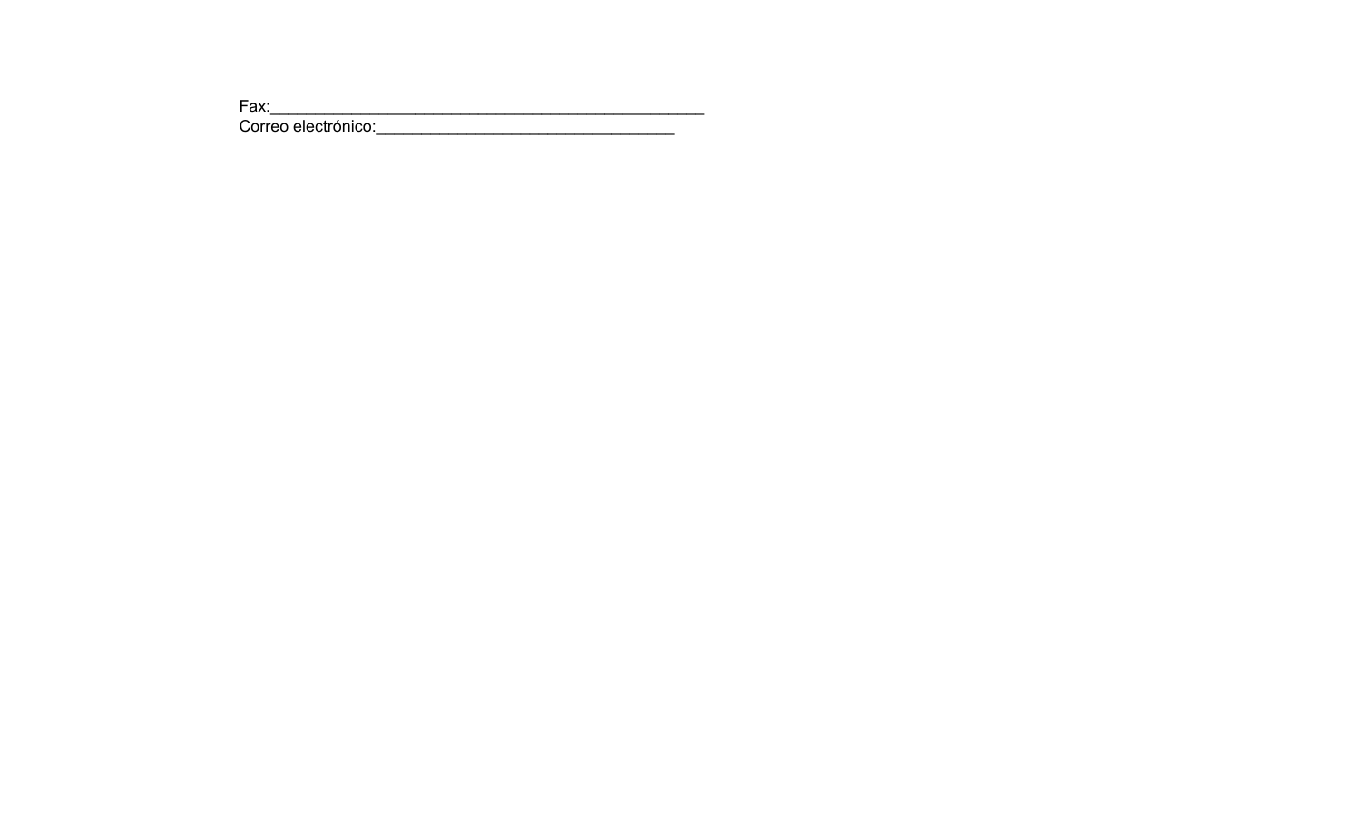Fax:_______________________________________________

Correo electrónico:_________________________________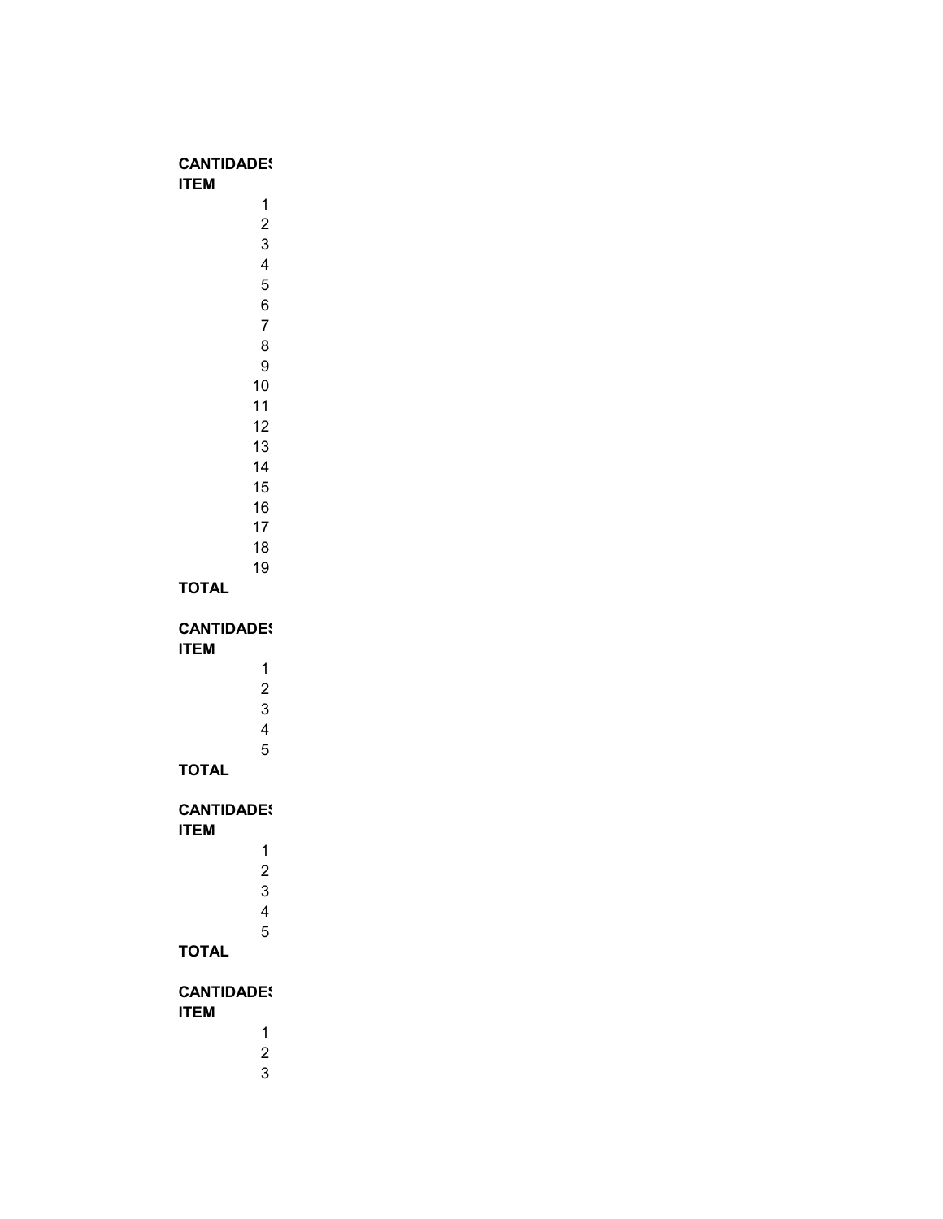**CANTIDADES**

| ITEM |
|---|
| 1 |
| 2 |
| 3 |
| 4 |
| 5 |
| 6 |
| 7 |
| 8 |
| 9 |
| 10 |
| 11 |
| 12 |
| 13 |
| 14 |
| 15 |
| 16 |
| 17 |
| 18 |
| 19 |
| **TOTAL** |

**CANTIDADES**

| ITEM |
|---|
| 1 |
| 2 |
| 3 |
| 4 |
| 5 |
| **TOTAL** |

**CANTIDADES**

| ITEM |
|---|
| 1 |
| 2 |
| 3 |
| 4 |
| 5 |
| **TOTAL** |

**CANTIDADES**

| ITEM |
|---|
| 1 |
| 2 |
| 3 |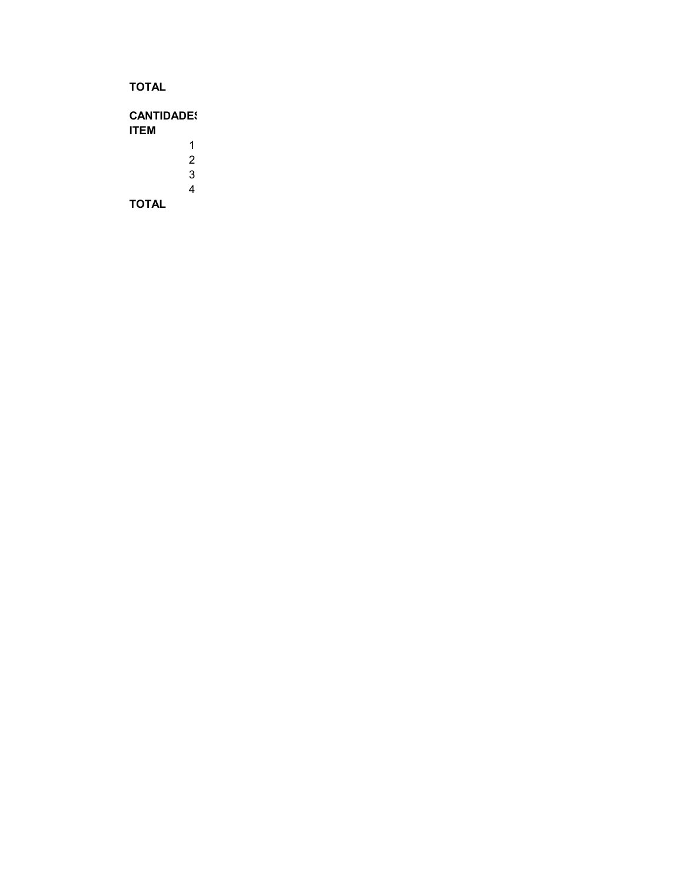**TOTAL**

| **CANTIDADES** |
|---|
| **ITEM** |
| 1 |
| 2 |
| 3 |
| 4 |
| **TOTAL** |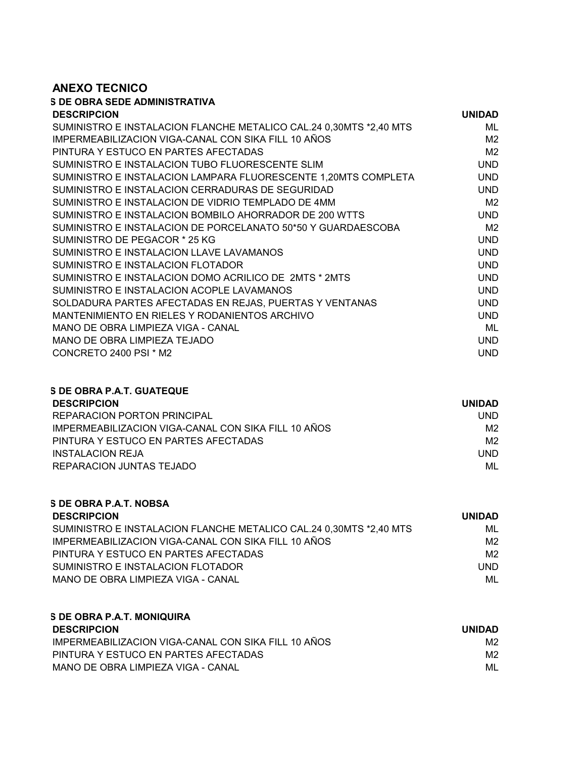## ANEXO TECNICO

**S DE OBRA SEDE ADMINISTRATIVA**

| DESCRIPCION | UNIDAD |
|---|---|
| SUMINISTRO E INSTALACION FLANCHE METALICO CAL.24 0,30MTS *2,40 MTS | ML |
| IMPERMEABILIZACION VIGA-CANAL CON SIKA FILL 10 AÑOS | M2 |
| PINTURA Y ESTUCO EN PARTES AFECTADAS | M2 |
| SUMINISTRO E INSTALACION TUBO FLUORESCENTE SLIM | UND |
| SUMINISTRO E INSTALACION LAMPARA FLUORESCENTE 1,20MTS COMPLETA | UND |
| SUMINISTRO E INSTALACION CERRADURAS DE SEGURIDAD | UND |
| SUMINISTRO E INSTALACION DE VIDRIO TEMPLADO DE 4MM | M2 |
| SUMINISTRO E INSTALACION BOMBILO AHORRADOR DE 200 WTTS | UND |
| SUMINISTRO E INSTALACION DE PORCELANATO 50*50 Y GUARDAESCOBA | M2 |
| SUMINISTRO DE PEGACOR * 25 KG | UND |
| SUMINISTRO E INSTALACION LLAVE LAVAMANOS | UND |
| SUMINISTRO E INSTALACION FLOTADOR | UND |
| SUMINISTRO E INSTALACION DOMO ACRILICO DE 2MTS * 2MTS | UND |
| SUMINISTRO E INSTALACION ACOPLE LAVAMANOS | UND |
| SOLDADURA PARTES AFECTADAS EN REJAS, PUERTAS Y VENTANAS | UND |
| MANTENIMIENTO EN RIELES Y RODANIENTOS ARCHIVO | UND |
| MANO DE OBRA LIMPIEZA VIGA - CANAL | ML |
| MANO DE OBRA LIMPIEZA TEJADO | UND |
| CONCRETO 2400 PSI * M2 | UND |

**S DE OBRA P.A.T. GUATEQUE**

| DESCRIPCION | UNIDAD |
|---|---|
| REPARACION PORTON PRINCIPAL | UND |
| IMPERMEABILIZACION VIGA-CANAL CON SIKA FILL 10 AÑOS | M2 |
| PINTURA Y ESTUCO EN PARTES AFECTADAS | M2 |
| INSTALACION REJA | UND |
| REPARACION JUNTAS TEJADO | ML |

**S DE OBRA P.A.T. NOBSA**

| DESCRIPCION | UNIDAD |
|---|---|
| SUMINISTRO E INSTALACION FLANCHE METALICO CAL.24 0,30MTS *2,40 MTS | ML |
| IMPERMEABILIZACION VIGA-CANAL CON SIKA FILL 10 AÑOS | M2 |
| PINTURA Y ESTUCO EN PARTES AFECTADAS | M2 |
| SUMINISTRO E INSTALACION FLOTADOR | UND |
| MANO DE OBRA LIMPIEZA VIGA - CANAL | ML |

**S DE OBRA P.A.T. MONIQUIRA**

| DESCRIPCION | UNIDAD |
|---|---|
| IMPERMEABILIZACION VIGA-CANAL CON SIKA FILL 10 AÑOS | M2 |
| PINTURA Y ESTUCO EN PARTES AFECTADAS | M2 |
| MANO DE OBRA LIMPIEZA VIGA - CANAL | ML |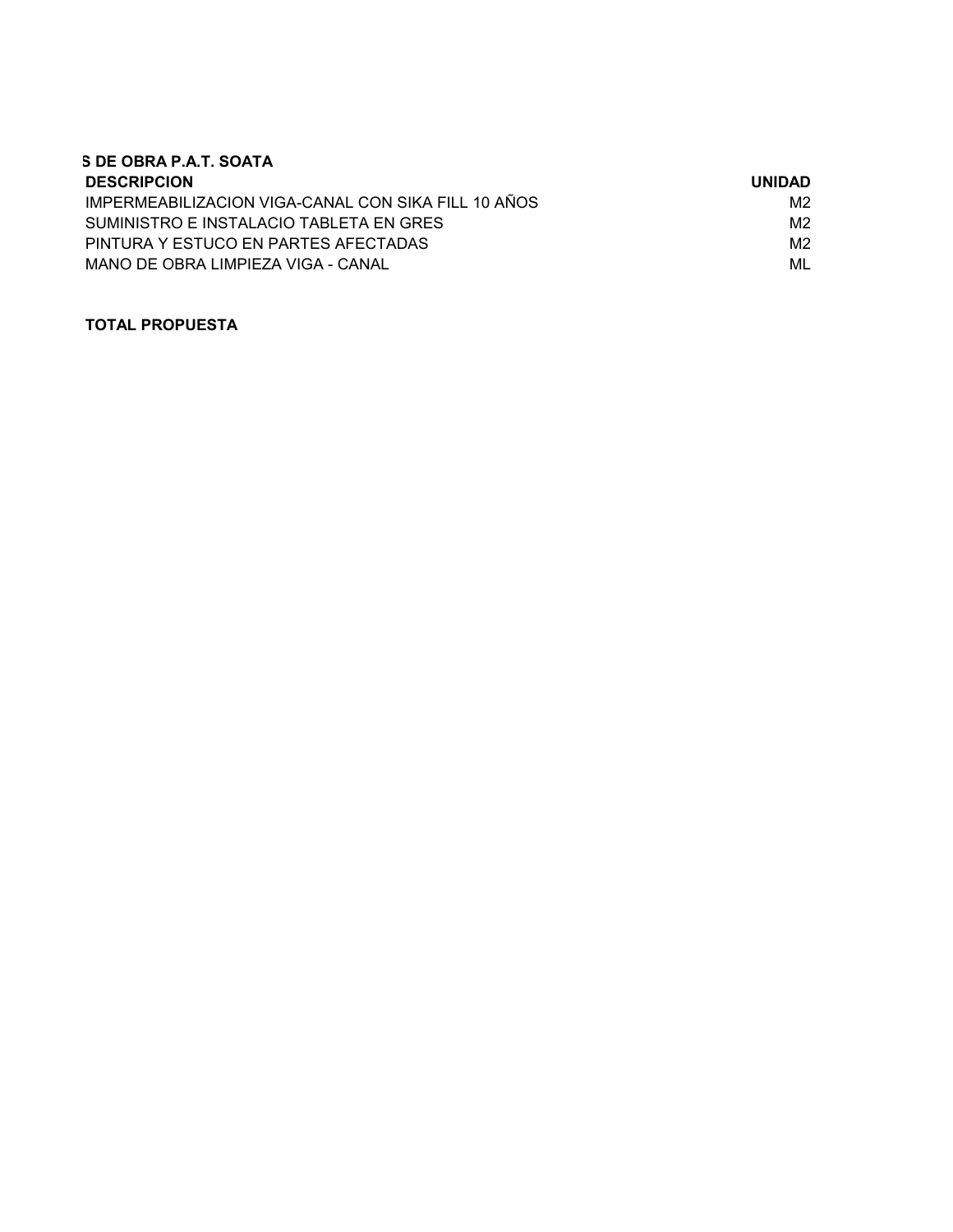**S DE OBRA P.A.T. SOATA**

| DESCRIPCION | UNIDAD |
| --- | --- |
| IMPERMEABILIZACION VIGA-CANAL CON SIKA FILL 10 AÑOS | M2 |
| SUMINISTRO E INSTALACIO TABLETA EN GRES | M2 |
| PINTURA Y ESTUCO EN PARTES AFECTADAS | M2 |
| MANO DE OBRA LIMPIEZA VIGA - CANAL | ML |

**TOTAL PROPUESTA**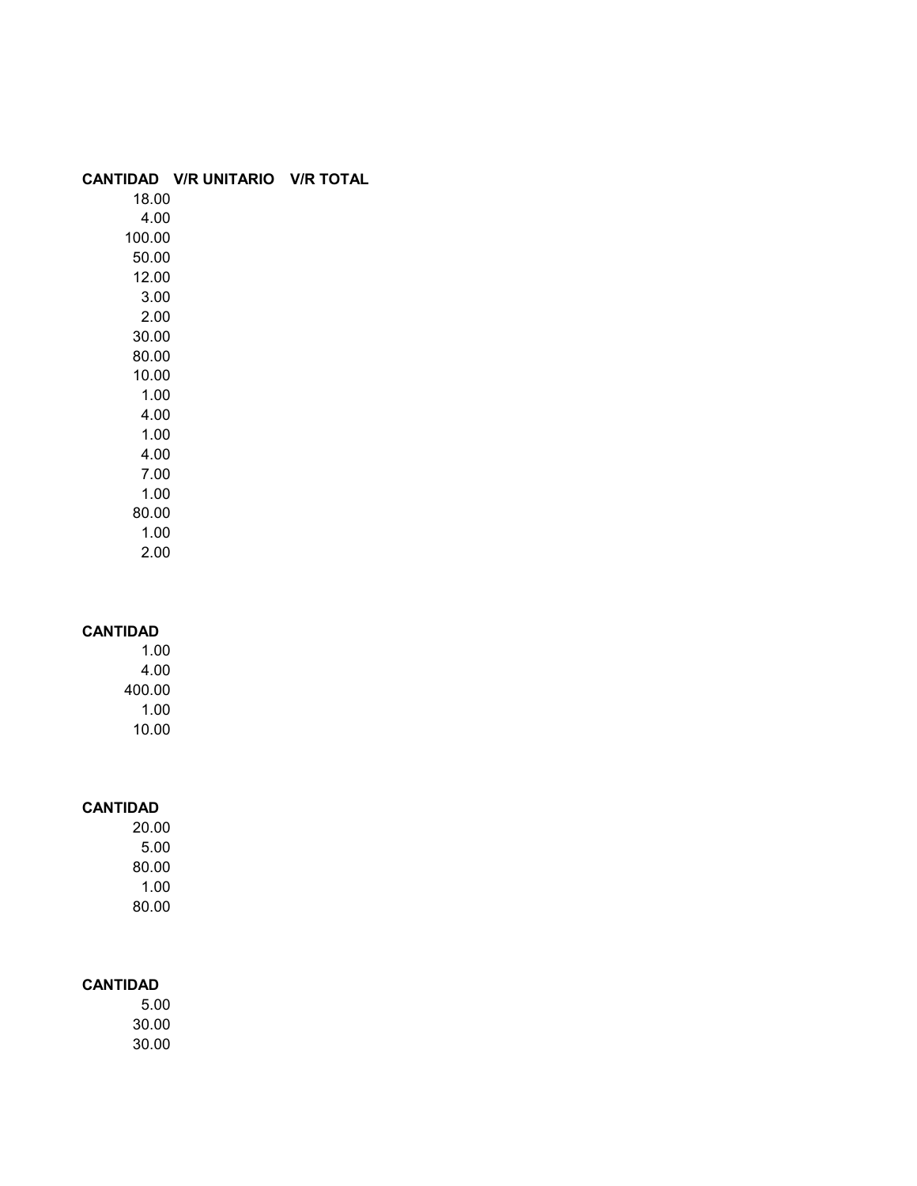| CANTIDAD | V/R UNITARIO | V/R TOTAL |
| --- | --- | --- |
| 18.00 | | |
| 4.00 | | |
| 100.00 | | |
| 50.00 | | |
| 12.00 | | |
| 3.00 | | |
| 2.00 | | |
| 30.00 | | |
| 80.00 | | |
| 10.00 | | |
| 1.00 | | |
| 4.00 | | |
| 1.00 | | |
| 4.00 | | |
| 7.00 | | |
| 1.00 | | |
| 80.00 | | |
| 1.00 | | |
| 2.00 | | |

| CANTIDAD |
| --- |
| 1.00 |
| 4.00 |
| 400.00 |
| 1.00 |
| 10.00 |

| CANTIDAD |
| --- |
| 20.00 |
| 5.00 |
| 80.00 |
| 1.00 |
| 80.00 |

| CANTIDAD |
| --- |
| 5.00 |
| 30.00 |
| 30.00 |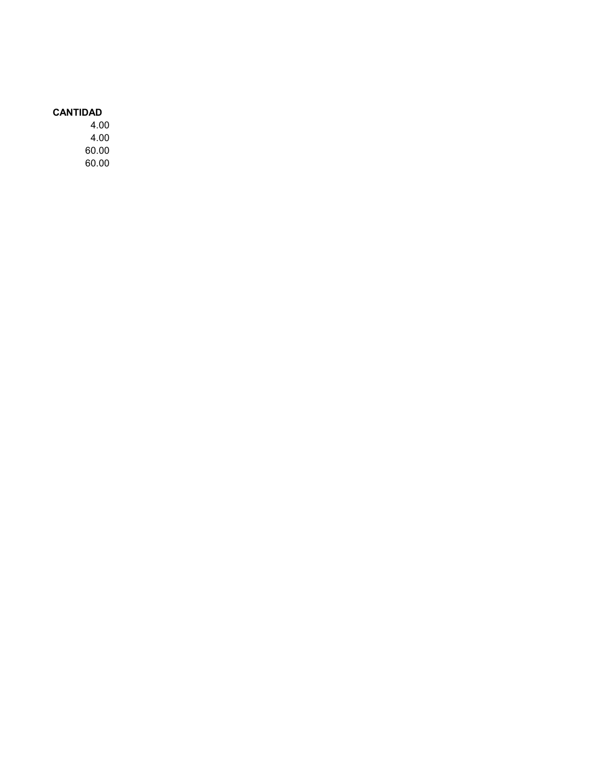| CANTIDAD |
| --- |
| 4.00 |
| 4.00 |
| 60.00 |
| 60.00 |